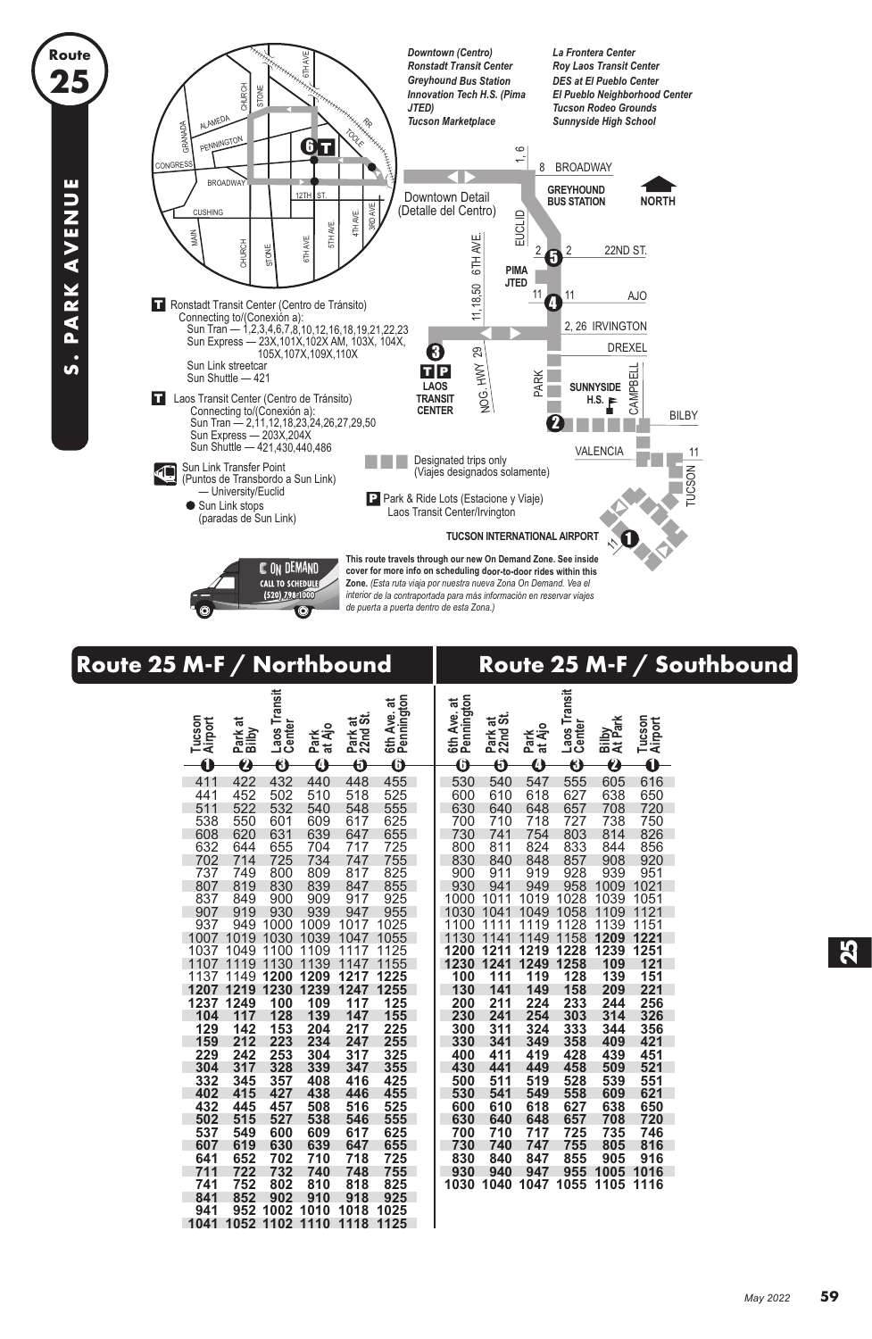# Route 25

## S. PARK AVENUE

*Downtown (Centro)*
*Ronstadt Transit Center*
*Greyhound Bus Station*
*Innovation Tech H.S. (Pima JTED)*
*Tucson Marketplace*

*La Frontera Center*
*Roy Laos Transit Center*
*DES at El Pueblo Center*
*El Pueblo Neighborhood Center*
*Tucson Rodeo Grounds*
*Sunnyside High School*

Downtown Detail (Detalle del Centro)

**T** Ronstadt Transit Center (Centro de Tránsito)
Connecting to/(Conexión a):
Sun Tran — 1,2,3,4,6,7,8,10,12,16,18,19,21,22,23
Sun Express — 23X,101X,102X AM, 103X, 104X, 105X,107X,109X,110X
Sun Link streetcar
Sun Shuttle — 421

**T** Laos Transit Center (Centro de Tránsito)
Connecting to/(Conexión a):
Sun Tran — 2,11,12,18,23,24,26,27,29,50
Sun Express — 203X,204X
Sun Shuttle — 421,430,440,486

Sun Link Transfer Point (Puntos de Transbordo a Sun Link) — University/Euclid

● Sun Link stops (paradas de Sun Link)

Designated trips only (Viajes designados solamente)

**P** Park & Ride Lots (Estacione y Viaje) Laos Transit Center/Irvington

ON DEMAND — CALL TO SCHEDULE (520) 798-1000

**This route travels through our new On Demand Zone. See inside cover for more info on scheduling door-to-door rides within this Zone.** *(Esta ruta viaja por nuestra nueva Zona On Demand. Vea el interior de la contraportada para más información en reservar viajes de puerta a puerta dentro de esta Zona.)*

## Route 25 M-F / Northbound

| Tucson Airport (1) | Park at Bilby (2) | Laos Transit Center (3) | Park at Ajo (4) | Park at 22nd St. (5) | 6th Ave. at Pennington (6) |
|---|---|---|---|---|---|
| 411 | 422 | 432 | 440 | 448 | 455 |
| 441 | 452 | 502 | 510 | 518 | 525 |
| 511 | 522 | 532 | 540 | 548 | 555 |
| 538 | 550 | 601 | 609 | 617 | 625 |
| 608 | 620 | 631 | 639 | 647 | 655 |
| 632 | 644 | 655 | 704 | 717 | 725 |
| 702 | 714 | 725 | 734 | 747 | 755 |
| 737 | 749 | 800 | 809 | 817 | 825 |
| 807 | 819 | 830 | 839 | 847 | 855 |
| 837 | 849 | 900 | 909 | 917 | 925 |
| 907 | 919 | 930 | 939 | 947 | 955 |
| 937 | 949 | 1000 | 1009 | 1017 | 1025 |
| 1007 | 1019 | 1030 | 1039 | 1047 | 1055 |
| 1037 | 1049 | 1100 | 1109 | 1117 | 1125 |
| 1107 | 1119 | 1130 | 1139 | 1147 | 1155 |
| 1137 | 1149 | **1200** | **1209** | **1217** | **1225** |
| **1207** | **1219** | **1230** | **1239** | **1247** | **1255** |
| **1237** | **1249** | **100** | **109** | **117** | **125** |
| **104** | **117** | **128** | **139** | **147** | **155** |
| **129** | **142** | **153** | **204** | **217** | **225** |
| **159** | **212** | **223** | **234** | **247** | **255** |
| **229** | **242** | **253** | **304** | **317** | **325** |
| **304** | **317** | **328** | **339** | **347** | **355** |
| **332** | **345** | **357** | **408** | **416** | **425** |
| **402** | **415** | **427** | **438** | **446** | **455** |
| **432** | **445** | **457** | **508** | **516** | **525** |
| **502** | **515** | **527** | **538** | **546** | **555** |
| **537** | **549** | **600** | **609** | **617** | **625** |
| **607** | **619** | **630** | **639** | **647** | **655** |
| **641** | **652** | **702** | **710** | **718** | **725** |
| **711** | **722** | **732** | **740** | **748** | **755** |
| **741** | **752** | **802** | **810** | **818** | **825** |
| **841** | **852** | **902** | **910** | **918** | **925** |
| **941** | **952** | **1002** | **1010** | **1018** | **1025** |
| **1041** | **1052** | **1102** | **1110** | **1118** | **1125** |

## Route 25 M-F / Southbound

| 6th Ave. at Pennington (6) | Park at 22nd St. (5) | Park at Ajo (4) | Laos Transit Center (3) | Bilby At Park (2) | Tucson Airport (1) |
|---|---|---|---|---|---|
| 530 | 540 | 547 | 555 | 605 | 616 |
| 600 | 610 | 618 | 627 | 638 | 650 |
| 630 | 640 | 648 | 657 | 708 | 720 |
| 700 | 710 | 718 | 727 | 738 | 750 |
| 730 | 741 | 754 | 803 | 814 | 826 |
| 800 | 811 | 824 | 833 | 844 | 856 |
| 830 | 840 | 848 | 857 | 908 | 920 |
| 900 | 911 | 919 | 928 | 939 | 951 |
| 930 | 941 | 949 | 958 | 1009 | 1021 |
| 1000 | 1011 | 1019 | 1028 | 1039 | 1051 |
| 1030 | 1041 | 1049 | 1058 | 1109 | 1121 |
| 1100 | 1111 | 1119 | 1128 | 1139 | 1151 |
| 1130 | 1141 | 1149 | 1158 | **1209** | **1221** |
| **1200** | **1211** | **1219** | **1228** | **1239** | **1251** |
| **1230** | **1241** | **1249** | **1258** | **109** | **121** |
| **100** | **111** | **119** | **128** | **139** | **151** |
| **130** | **141** | **149** | **158** | **209** | **221** |
| **200** | **211** | **224** | **233** | **244** | **256** |
| **230** | **241** | **254** | **303** | **314** | **326** |
| **300** | **311** | **324** | **333** | **344** | **356** |
| **330** | **341** | **349** | **358** | **409** | **421** |
| **400** | **411** | **419** | **428** | **439** | **451** |
| **430** | **441** | **449** | **458** | **509** | **521** |
| **500** | **511** | **519** | **528** | **539** | **551** |
| **530** | **541** | **549** | **558** | **609** | **621** |
| **600** | **610** | **618** | **627** | **638** | **650** |
| **630** | **640** | **648** | **657** | **708** | **720** |
| **700** | **710** | **717** | **725** | **735** | **746** |
| **730** | **740** | **747** | **755** | **805** | **816** |
| **830** | **840** | **847** | **855** | **905** | **916** |
| **930** | **940** | **947** | **955** | **1005** | **1016** |
| **1030** | **1040** | **1047** | **1055** | **1105** | **1116** |

May 2022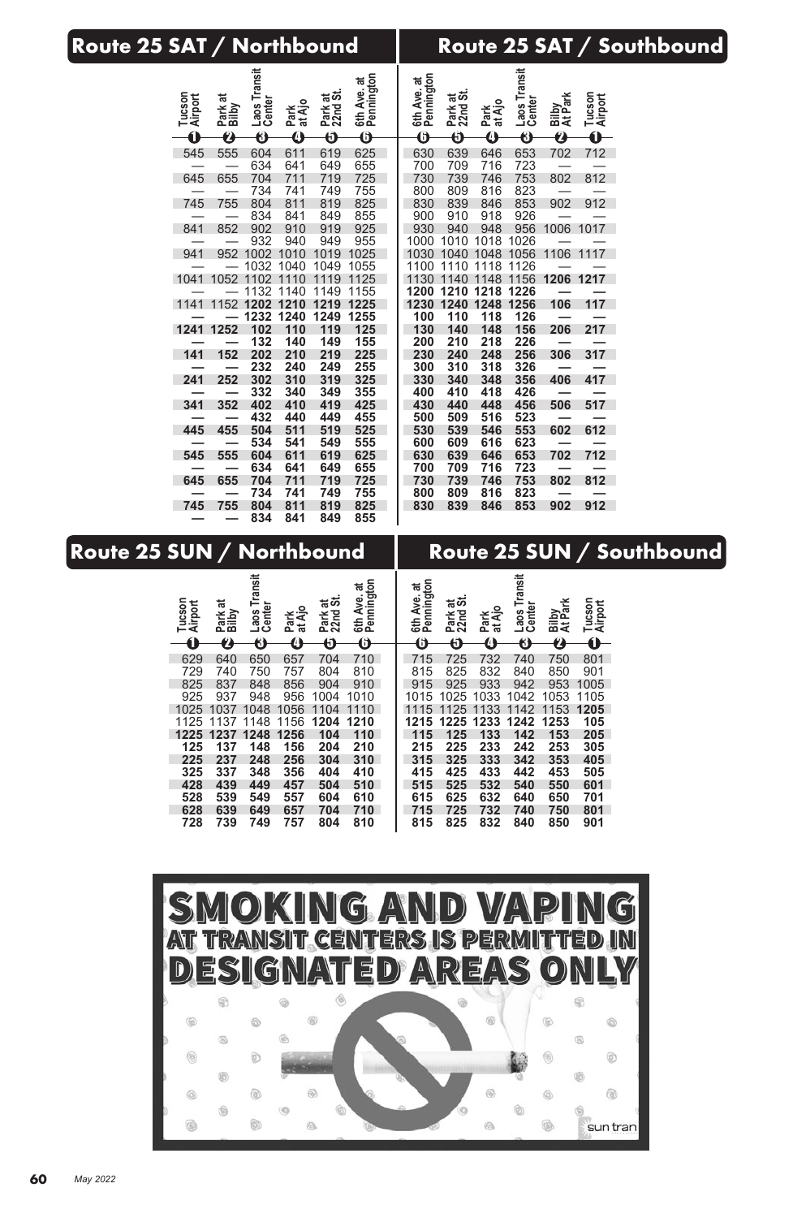## Route 25 SAT / Northbound

| Tucson Airport ➊ | Park at Bilby ➋ | Laos Transit Center ➌ | Park at Ajo ➍ | Park at 22nd St. ➎ | 6th Ave. at Pennington ➏ |
|---|---|---|---|---|---|
| 545 | 555 | 604 | 611 | 619 | 625 |
| — | — | 634 | 641 | 649 | 655 |
| 645 | 655 | 704 | 711 | 719 | 725 |
| — | — | 734 | 741 | 749 | 755 |
| 745 | 755 | 804 | 811 | 819 | 825 |
| — | — | 834 | 841 | 849 | 855 |
| 841 | 852 | 902 | 910 | 919 | 925 |
| — | — | 932 | 940 | 949 | 955 |
| 941 | 952 | 1002 | 1010 | 1019 | 1025 |
| — | — | 1032 | 1040 | 1049 | 1055 |
| 1041 | 1052 | 1102 | 1110 | 1119 | 1125 |
| — | — | 1132 | 1140 | 1149 | 1155 |
| 1141 | 1152 | **1202** | **1210** | **1219** | **1225** |
| **—** | **—** | **1232** | **1240** | **1249** | **1255** |
| **1241** | **1252** | **102** | **110** | **119** | **125** |
| **—** | **—** | **132** | **140** | **149** | **155** |
| **141** | **152** | **202** | **210** | **219** | **225** |
| **—** | **—** | **232** | **240** | **249** | **255** |
| **241** | **252** | **302** | **310** | **319** | **325** |
| **—** | **—** | **332** | **340** | **349** | **355** |
| **341** | **352** | **402** | **410** | **419** | **425** |
| **—** | **—** | **432** | **440** | **449** | **455** |
| **445** | **455** | **504** | **511** | **519** | **525** |
| **—** | **—** | **534** | **541** | **549** | **555** |
| **545** | **555** | **604** | **611** | **619** | **625** |
| **—** | **—** | **634** | **641** | **649** | **655** |
| **645** | **655** | **704** | **711** | **719** | **725** |
| **—** | **—** | **734** | **741** | **749** | **755** |
| **745** | **755** | **804** | **811** | **819** | **825** |
| **—** | **—** | **834** | **841** | **849** | **855** |

## Route 25 SAT / Southbound

| 6th Ave. at Pennington ➏ | Park at 22nd St. ➎ | Park at Ajo ➍ | Laos Transit Center ➌ | Bilby At Park ➋ | Tucson Airport ➊ |
|---|---|---|---|---|---|
| 630 | 639 | 646 | 653 | 702 | 712 |
| 700 | 709 | 716 | 723 | — | — |
| 730 | 739 | 746 | 753 | 802 | 812 |
| 800 | 809 | 816 | 823 | — | — |
| 830 | 839 | 846 | 853 | 902 | 912 |
| 900 | 910 | 918 | 926 | — | — |
| 930 | 940 | 948 | 956 | 1006 | 1017 |
| 1000 | 1010 | 1018 | 1026 | — | — |
| 1030 | 1040 | 1048 | 1056 | 1106 | 1117 |
| 1100 | 1110 | 1118 | 1126 | — | — |
| 1130 | 1140 | 1148 | 1156 | **1206** | **1217** |
| **1200** | **1210** | **1218** | **1226** | **—** | **—** |
| **1230** | **1240** | **1248** | **1256** | **106** | **117** |
| **100** | **110** | **118** | **126** | **—** | **—** |
| **130** | **140** | **148** | **156** | **206** | **217** |
| **200** | **210** | **218** | **226** | **—** | **—** |
| **230** | **240** | **248** | **256** | **306** | **317** |
| **300** | **310** | **318** | **326** | **—** | **—** |
| **330** | **340** | **348** | **356** | **406** | **417** |
| **400** | **410** | **418** | **426** | **—** | **—** |
| **430** | **440** | **448** | **456** | **506** | **517** |
| **500** | **509** | **516** | **523** | **—** | **—** |
| **530** | **539** | **546** | **553** | **602** | **612** |
| **600** | **609** | **616** | **623** | **—** | **—** |
| **630** | **639** | **646** | **653** | **702** | **712** |
| **700** | **709** | **716** | **723** | **—** | **—** |
| **730** | **739** | **746** | **753** | **802** | **812** |
| **800** | **809** | **816** | **823** | **—** | **—** |
| **830** | **839** | **846** | **853** | **902** | **912** |

## Route 25 SUN / Northbound

| Tucson Airport ➊ | Park at Bilby ➋ | Laos Transit Center ➌ | Park at Ajo ➍ | Park at 22nd St. ➎ | 6th Ave. at Pennington ➏ |
|---|---|---|---|---|---|
| 629 | 640 | 650 | 657 | 704 | 710 |
| 729 | 740 | 750 | 757 | 804 | 810 |
| 825 | 837 | 848 | 856 | 904 | 910 |
| 925 | 937 | 948 | 956 | 1004 | 1010 |
| 1025 | 1037 | 1048 | 1056 | 1104 | 1110 |
| 1125 | 1137 | 1148 | 1156 | **1204** | **1210** |
| **1225** | **1237** | **1248** | **1256** | **104** | **110** |
| **125** | **137** | **148** | **156** | **204** | **210** |
| **225** | **237** | **248** | **256** | **304** | **310** |
| **325** | **337** | **348** | **356** | **404** | **410** |
| **428** | **439** | **449** | **457** | **504** | **510** |
| **528** | **539** | **549** | **557** | **604** | **610** |
| **628** | **639** | **649** | **657** | **704** | **710** |
| **728** | **739** | **749** | **757** | **804** | **810** |

## Route 25 SUN / Southbound

| 6th Ave. at Pennington ➏ | Park at 22nd St. ➎ | Park at Ajo ➍ | Laos Transit Center ➌ | Bilby At Park ➋ | Tucson Airport ➊ |
|---|---|---|---|---|---|
| 715 | 725 | 732 | 740 | 750 | 801 |
| 815 | 825 | 832 | 840 | 850 | 901 |
| 915 | 925 | 933 | 942 | 953 | 1005 |
| 1015 | 1025 | 1033 | 1042 | 1053 | 1105 |
| 1115 | 1125 | 1133 | 1142 | 1153 | **1205** |
| **1215** | **1225** | **1233** | **1242** | **1253** | **105** |
| **115** | **125** | **133** | **142** | **153** | **205** |
| **215** | **225** | **233** | **242** | **253** | **305** |
| **315** | **325** | **333** | **342** | **353** | **405** |
| **415** | **425** | **433** | **442** | **453** | **505** |
| **515** | **525** | **532** | **540** | **550** | **601** |
| **615** | **625** | **632** | **640** | **650** | **701** |
| **715** | **725** | **732** | **740** | **750** | **801** |
| **815** | **825** | **832** | **840** | **850** | **901** |

SMOKING AND VAPING AT TRANSIT CENTERS IS PERMITTED IN DESIGNATED AREAS ONLY

sun tran

May 2022